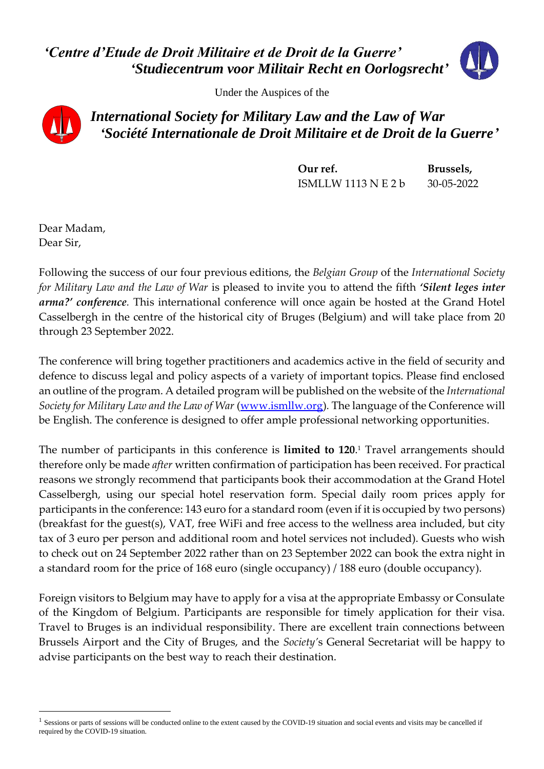***'Centre d'Etude de Droit Militaire et de Droit de la Guerre'***
***'Studiecentrum voor Militair Recht en Oorlogsrecht'***

Under the Auspices of the

***International Society for Military Law and the Law of War***
***'Société Internationale de Droit Militaire et de Droit de la Guerre'***

| **Our ref.** | **Brussels,** |
|---|---|
| ISMLLW 1113 N E 2 b | 30-05-2022 |

Dear Madam,
Dear Sir,

Following the success of our four previous editions, the *Belgian Group* of the *International Society for Military Law and the Law of War* is pleased to invite you to attend the fifth ***'Silent leges inter arma?' conference***. This international conference will once again be hosted at the Grand Hotel Casselbergh in the centre of the historical city of Bruges (Belgium) and will take place from 20 through 23 September 2022.

The conference will bring together practitioners and academics active in the field of security and defence to discuss legal and policy aspects of a variety of important topics. Please find enclosed an outline of the program. A detailed program will be published on the website of the *International Society for Military Law and the Law of War* ([www.ismllw.org](www.ismllw.org)). The language of the Conference will be English. The conference is designed to offer ample professional networking opportunities.

The number of participants in this conference is **limited to 120**.[1] Travel arrangements should therefore only be made *after* written confirmation of participation has been received. For practical reasons we strongly recommend that participants book their accommodation at the Grand Hotel Casselbergh, using our special hotel reservation form. Special daily room prices apply for participants in the conference: 143 euro for a standard room (even if it is occupied by two persons) (breakfast for the guest(s), VAT, free WiFi and free access to the wellness area included, but city tax of 3 euro per person and additional room and hotel services not included). Guests who wish to check out on 24 September 2022 rather than on 23 September 2022 can book the extra night in a standard room for the price of 168 euro (single occupancy) / 188 euro (double occupancy).

Foreign visitors to Belgium may have to apply for a visa at the appropriate Embassy or Consulate of the Kingdom of Belgium. Participants are responsible for timely application for their visa. Travel to Bruges is an individual responsibility. There are excellent train connections between Brussels Airport and the City of Bruges, and the *Society*'s General Secretariat will be happy to advise participants on the best way to reach their destination.

---

[1] Sessions or parts of sessions will be conducted online to the extent caused by the COVID-19 situation and social events and visits may be cancelled if required by the COVID-19 situation.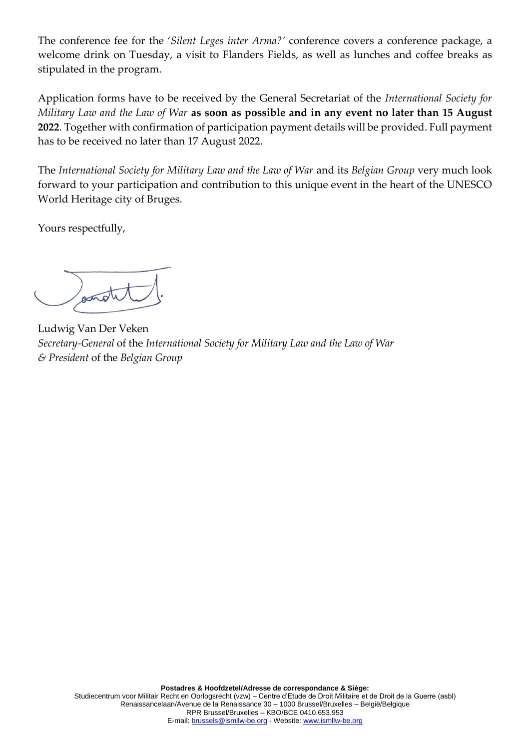The conference fee for the '*Silent Leges inter Arma?*' conference covers a conference package, a welcome drink on Tuesday, a visit to Flanders Fields, as well as lunches and coffee breaks as stipulated in the program.

Application forms have to be received by the General Secretariat of the *International Society for Military Law and the Law of War* **as soon as possible and in any event no later than 15 August 2022**. Together with confirmation of participation payment details will be provided. Full payment has to be received no later than 17 August 2022.

The *International Society for Military Law and the Law of War* and its *Belgian Group* very much look forward to your participation and contribution to this unique event in the heart of the UNESCO World Heritage city of Bruges.

Yours respectfully,

Ludwig Van Der Veken
*Secretary-General* of the *International Society for Military Law and the Law of War*
*& President* of the *Belgian Group*

**Postadres & Hoofdzetel/Adresse de correspondance & Siège:**
Studiecentrum voor Militair Recht en Oorlogsrecht (vzw) – Centre d'Etude de Droit Militaire et de Droit de la Guerre (asbl)
Renaissancelaan/Avenue de la Renaissance 30 – 1000 Brussel/Bruxelles – België/Belgique
RPR Brussel/Bruxelles – KBO/BCE 0410.653.953
E-mail: brussels@ismllw-be.org - Website: www.ismllw-be.org